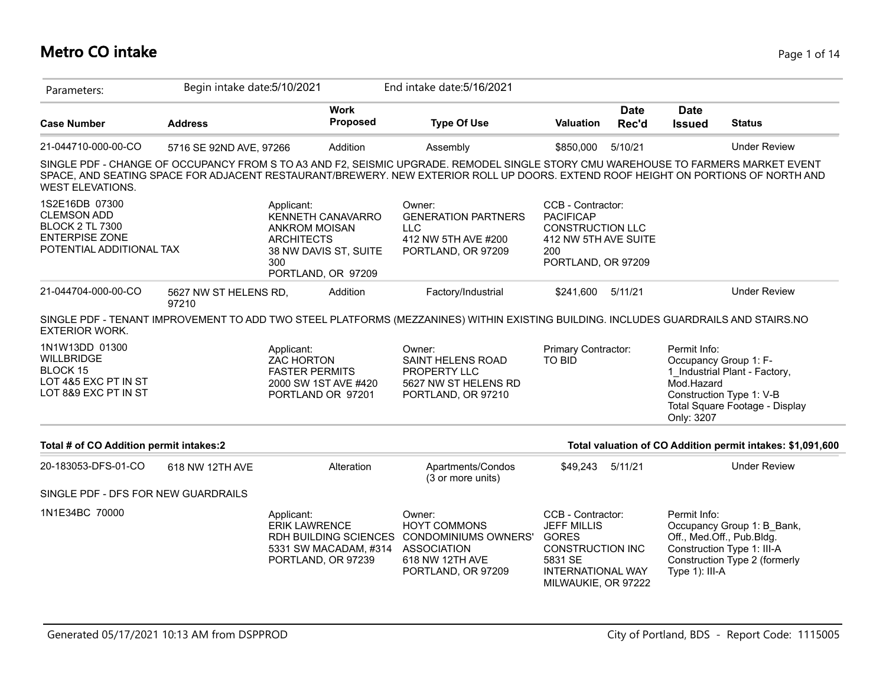# Metro CO intake

Parameters: Begin intake date:5/10/2021 End intake date:5/16/2021

| Case Number | Address | Work Proposed | Type Of Use | Valuation | Date Rec'd | Date Issued | Status |
|---|---|---|---|---|---|---|---|
| 21-044710-000-00-CO | 5716 SE 92ND AVE, 97266 | Addition | Assembly | $850,000 | 5/10/21 | | Under Review |

SINGLE PDF - CHANGE OF OCCUPANCY FROM S TO A3 AND F2, SEISMIC UPGRADE. REMODEL SINGLE STORY CMU WAREHOUSE TO FARMERS MARKET EVENT SPACE, AND SEATING SPACE FOR ADJACENT RESTAURANT/BREWERY. NEW EXTERIOR ROLL UP DOORS. EXTEND ROOF HEIGHT ON PORTIONS OF NORTH AND WEST ELEVATIONS.

1S2E16DB 07300
CLEMSON ADD
BLOCK 2 TL 7300
ENTERPISE ZONE
POTENTIAL ADDITIONAL TAX

Applicant:
KENNETH CANAVARRO
ANKROM MOISAN ARCHITECTS
38 NW DAVIS ST, SUITE 300
PORTLAND, OR 97209

Owner:
GENERATION PARTNERS LLC
412 NW 5TH AVE #200
PORTLAND, OR 97209

CCB - Contractor:
PACIFICAP CONSTRUCTION LLC
412 NW 5TH AVE SUITE 200
PORTLAND, OR 97209

| Case Number | Address | Work Proposed | Type Of Use | Valuation | Date Rec'd | Date Issued | Status |
|---|---|---|---|---|---|---|---|
| 21-044704-000-00-CO | 5627 NW ST HELENS RD, 97210 | Addition | Factory/Industrial | $241,600 | 5/11/21 | | Under Review |

SINGLE PDF - TENANT IMPROVEMENT TO ADD TWO STEEL PLATFORMS (MEZZANINES) WITHIN EXISTING BUILDING. INCLUDES GUARDRAILS AND STAIRS.NO EXTERIOR WORK.

1N1W13DD 01300
WILLBRIDGE
BLOCK 15
LOT 4&5 EXC PT IN ST
LOT 8&9 EXC PT IN ST

Applicant:
ZAC HORTON
FASTER PERMITS
2000 SW 1ST AVE #420
PORTLAND OR 97201

Owner:
SAINT HELENS ROAD PROPERTY LLC
5627 NW ST HELENS RD
PORTLAND, OR 97210

Primary Contractor:
TO BID

Permit Info:
Occupancy Group 1: F-1_Industrial Plant - Factory, Mod.Hazard
Construction Type 1: V-B
Total Square Footage - Display Only: 3207

**Total # of CO Addition permit intakes:2** **Total valuation of CO Addition permit intakes: $1,091,600**

| Case Number | Address | Work Proposed | Type Of Use | Valuation | Date Rec'd | Date Issued | Status |
|---|---|---|---|---|---|---|---|
| 20-183053-DFS-01-CO | 618 NW 12TH AVE | Alteration | Apartments/Condos (3 or more units) | $49,243 | 5/11/21 | | Under Review |

SINGLE PDF - DFS FOR NEW GUARDRAILS

1N1E34BC 70000

Applicant:
ERIK LAWRENCE
RDH BUILDING SCIENCES
5331 SW MACADAM, #314
PORTLAND, OR 97239

Owner:
HOYT COMMONS CONDOMINIUMS OWNERS' ASSOCIATION
618 NW 12TH AVE
PORTLAND, OR 97209

CCB - Contractor:
JEFF MILLIS
GORES CONSTRUCTION INC
5831 SE INTERNATIONAL WAY
MILWAUKIE, OR 97222

Permit Info:
Occupancy Group 1: B_Bank, Off., Med.Off., Pub.Bldg.
Construction Type 1: III-A
Construction Type 2 (formerly Type 1): III-A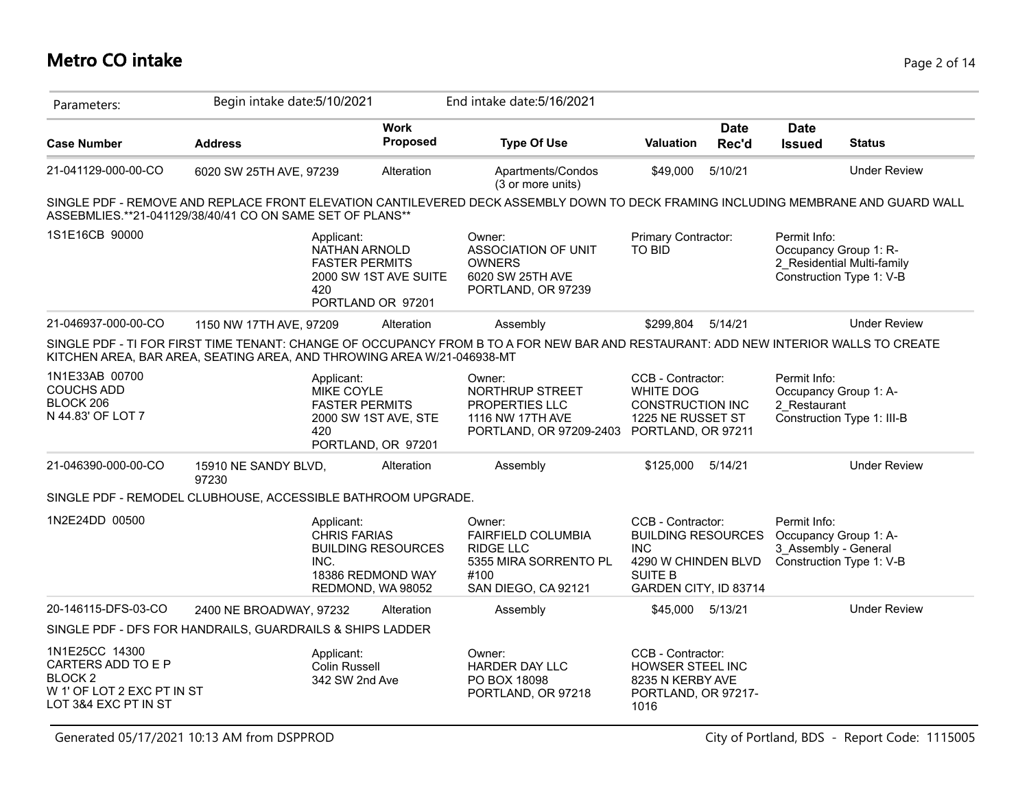# Metro CO intake

Parameters: Begin intake date:5/10/2021 End intake date:5/16/2021

| Case Number | Address | Work Proposed | Type Of Use | Valuation | Date Rec'd | Date Issued | Status |
|---|---|---|---|---|---|---|---|
| 21-041129-000-00-CO | 6020 SW 25TH AVE, 97239 | Alteration | Apartments/Condos (3 or more units) | $49,000 | 5/10/21 | | Under Review |

SINGLE PDF - REMOVE AND REPLACE FRONT ELEVATION CANTILEVERED DECK ASSEMBLY DOWN TO DECK FRAMING INCLUDING MEMBRANE AND GUARD WALL ASSEBMLIES.**21-041129/38/40/41 CO ON SAME SET OF PLANS**

1S1E16CB 90000

Applicant:
NATHAN ARNOLD
FASTER PERMITS
2000 SW 1ST AVE SUITE 420
PORTLAND OR 97201

Owner:
ASSOCIATION OF UNIT OWNERS
6020 SW 25TH AVE
PORTLAND, OR 97239

Primary Contractor:
TO BID

Permit Info:
Occupancy Group 1: R-2_Residential Multi-family
Construction Type 1: V-B

| Case Number | Address | Work Proposed | Type Of Use | Valuation | Date Rec'd | Date Issued | Status |
|---|---|---|---|---|---|---|---|
| 21-046937-000-00-CO | 1150 NW 17TH AVE, 97209 | Alteration | Assembly | $299,804 | 5/14/21 | | Under Review |

SINGLE PDF - TI FOR FIRST TIME TENANT: CHANGE OF OCCUPANCY FROM B TO A FOR NEW BAR AND RESTAURANT: ADD NEW INTERIOR WALLS TO CREATE KITCHEN AREA, BAR AREA, SEATING AREA, AND THROWING AREA W/21-046938-MT

1N1E33AB 00700
COUCHS ADD
BLOCK 206
N 44.83' OF LOT 7

Applicant:
MIKE COYLE
FASTER PERMITS
2000 SW 1ST AVE, STE 420
PORTLAND, OR 97201

Owner:
NORTHRUP STREET PROPERTIES LLC
1116 NW 17TH AVE
PORTLAND, OR 97209-2403

CCB - Contractor:
WHITE DOG CONSTRUCTION INC
1225 NE RUSSET ST
PORTLAND, OR 97211

Permit Info:
Occupancy Group 1: A-2_Restaurant
Construction Type 1: III-B

| Case Number | Address | Work Proposed | Type Of Use | Valuation | Date Rec'd | Date Issued | Status |
|---|---|---|---|---|---|---|---|
| 21-046390-000-00-CO | 15910 NE SANDY BLVD, 97230 | Alteration | Assembly | $125,000 | 5/14/21 | | Under Review |

SINGLE PDF - REMODEL CLUBHOUSE, ACCESSIBLE BATHROOM UPGRADE.

1N2E24DD 00500

Applicant:
CHRIS FARIAS
BUILDING RESOURCES INC.
18386 REDMOND WAY
REDMOND, WA 98052

Owner:
FAIRFIELD COLUMBIA RIDGE LLC
5355 MIRA SORRENTO PL #100
SAN DIEGO, CA 92121

CCB - Contractor:
BUILDING RESOURCES INC
4290 W CHINDEN BLVD SUITE B
GARDEN CITY, ID 83714

Permit Info:
Occupancy Group 1: A-3_Assembly - General
Construction Type 1: V-B

| Case Number | Address | Work Proposed | Type Of Use | Valuation | Date Rec'd | Date Issued | Status |
|---|---|---|---|---|---|---|---|
| 20-146115-DFS-03-CO | 2400 NE BROADWAY, 97232 | Alteration | Assembly | $45,000 | 5/13/21 | | Under Review |

SINGLE PDF - DFS FOR HANDRAILS, GUARDRAILS & SHIPS LADDER

1N1E25CC 14300
CARTERS ADD TO E P
BLOCK 2
W 1' OF LOT 2 EXC PT IN ST
LOT 3&4 EXC PT IN ST

Applicant:
Colin Russell
342 SW 2nd Ave

Owner:
HARDER DAY LLC
PO BOX 18098
PORTLAND, OR 97218

CCB - Contractor:
HOWSER STEEL INC
8235 N KERBY AVE
PORTLAND, OR 97217-1016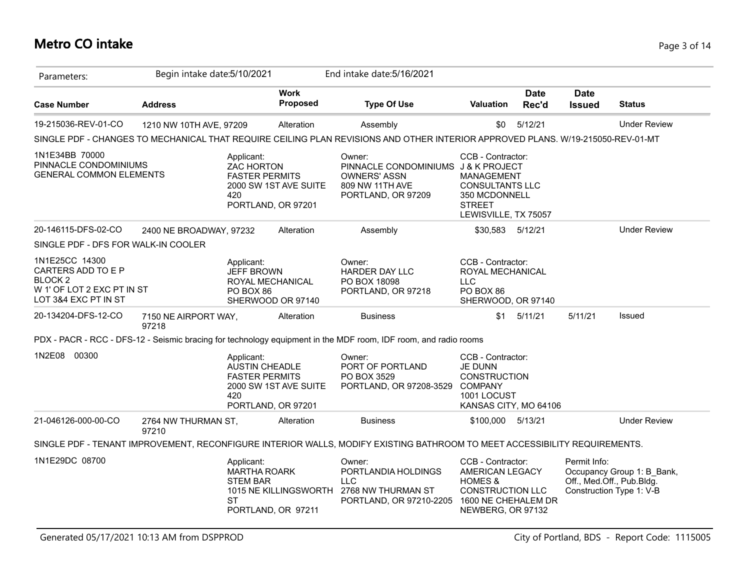# Metro CO intake

| Parameters: | Begin intake date:5/10/2021 | | End intake date:5/16/2021 | | | | |
|---|---|---|---|---|---|---|---|
| **Case Number** | **Address** | **Work Proposed** | **Type Of Use** | **Valuation** | **Date Rec'd** | **Date Issued** | **Status** |
| 19-215036-REV-01-CO | 1210 NW 10TH AVE, 97209 | Alteration | Assembly | $0 | 5/12/21 | | Under Review |
| SINGLE PDF - CHANGES TO MECHANICAL THAT REQUIRE CEILING PLAN REVISIONS AND OTHER INTERIOR APPROVED PLANS. W/19-215050-REV-01-MT | | | | | | | |
| 1N1E34BB 70000<br>PINNACLE CONDOMINIUMS<br>GENERAL COMMON ELEMENTS | Applicant:<br>ZAC HORTON<br>FASTER PERMITS<br>2000 SW 1ST AVE SUITE 420<br>PORTLAND, OR 97201 | | Owner:<br>PINNACLE CONDOMINIUMS OWNERS' ASSN<br>809 NW 11TH AVE<br>PORTLAND, OR 97209 | CCB - Contractor:<br>J & K PROJECT MANAGEMENT CONSULTANTS LLC<br>350 MCDONNELL STREET<br>LEWISVILLE, TX 75057 | | | |
| 20-146115-DFS-02-CO | 2400 NE BROADWAY, 97232 | Alteration | Assembly | $30,583 | 5/12/21 | | Under Review |
| SINGLE PDF - DFS FOR WALK-IN COOLER | | | | | | | |
| 1N1E25CC 14300<br>CARTERS ADD TO E P<br>BLOCK 2<br>W 1' OF LOT 2 EXC PT IN ST<br>LOT 3&4 EXC PT IN ST | Applicant:<br>JEFF BROWN<br>ROYAL MECHANICAL<br>PO BOX 86<br>SHERWOOD OR 97140 | | Owner:<br>HARDER DAY LLC<br>PO BOX 18098<br>PORTLAND, OR 97218 | CCB - Contractor:<br>ROYAL MECHANICAL LLC<br>PO BOX 86<br>SHERWOOD, OR 97140 | | | |
| 20-134204-DFS-12-CO | 7150 NE AIRPORT WAY, 97218 | Alteration | Business | $1 | 5/11/21 | 5/11/21 | Issued |
| PDX - PACR - RCC - DFS-12 - Seismic bracing for technology equipment in the MDF room, IDF room, and radio rooms | | | | | | | |
| 1N2E08 00300 | Applicant:<br>AUSTIN CHEADLE<br>FASTER PERMITS<br>2000 SW 1ST AVE SUITE 420<br>PORTLAND, OR 97201 | | Owner:<br>PORT OF PORTLAND<br>PO BOX 3529<br>PORTLAND, OR 97208-3529 | CCB - Contractor:<br>JE DUNN CONSTRUCTION COMPANY<br>1001 LOCUST<br>KANSAS CITY, MO 64106 | | | |
| 21-046126-000-00-CO | 2764 NW THURMAN ST, 97210 | Alteration | Business | $100,000 | 5/13/21 | | Under Review |
| SINGLE PDF - TENANT IMPROVEMENT, RECONFIGURE INTERIOR WALLS, MODIFY EXISTING BATHROOM TO MEET ACCESSIBILITY REQUIREMENTS. | | | | | | | |
| 1N1E29DC 08700 | Applicant:<br>MARTHA ROARK<br>STEM BAR<br>1015 NE KILLINGSWORTH ST<br>PORTLAND, OR 97211 | | Owner:<br>PORTLANDIA HOLDINGS LLC<br>2768 NW THURMAN ST<br>PORTLAND, OR 97210-2205 | CCB - Contractor:<br>AMERICAN LEGACY HOMES & CONSTRUCTION LLC<br>1600 NE CHEHALEM DR<br>NEWBERG, OR 97132 | | Permit Info:<br>Occupancy Group 1: B_Bank, Off., Med.Off., Pub.Bldg.<br>Construction Type 1: V-B | |

Generated 05/17/2021 10:13 AM from DSPPROD

City of Portland, BDS - Report Code: 1115005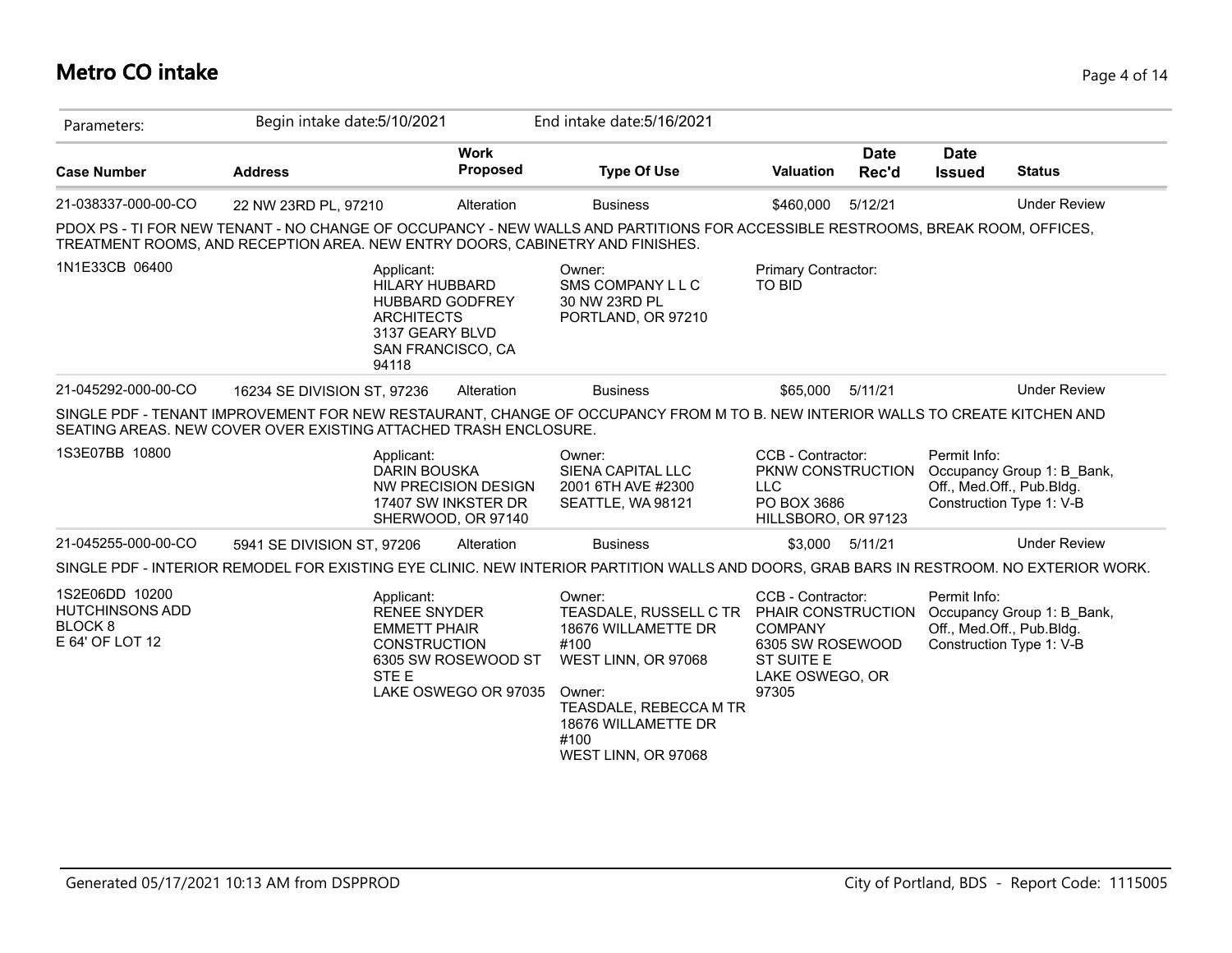# Metro CO intake

Parameters: Begin intake date:5/10/2021 End intake date:5/16/2021

| Case Number | Address | Work Proposed | Type Of Use | Valuation | Date Rec'd | Date Issued | Status |
|---|---|---|---|---|---|---|---|
| 21-038337-000-00-CO | 22 NW 23RD PL, 97210 | Alteration | Business | $460,000 | 5/12/21 | | Under Review |

PDOX PS - TI FOR NEW TENANT - NO CHANGE OF OCCUPANCY - NEW WALLS AND PARTITIONS FOR ACCESSIBLE RESTROOMS, BREAK ROOM, OFFICES, TREATMENT ROOMS, AND RECEPTION AREA. NEW ENTRY DOORS, CABINETRY AND FINISHES.

1N1E33CB 06400

Applicant:
HILARY HUBBARD
HUBBARD GODFREY ARCHITECTS
3137 GEARY BLVD
SAN FRANCISCO, CA 94118

Owner:
SMS COMPANY L L C
30 NW 23RD PL
PORTLAND, OR 97210

Primary Contractor:
TO BID

| Case Number | Address | Work Proposed | Type Of Use | Valuation | Date Rec'd | Date Issued | Status |
|---|---|---|---|---|---|---|---|
| 21-045292-000-00-CO | 16234 SE DIVISION ST, 97236 | Alteration | Business | $65,000 | 5/11/21 | | Under Review |

SINGLE PDF - TENANT IMPROVEMENT FOR NEW RESTAURANT, CHANGE OF OCCUPANCY FROM M TO B. NEW INTERIOR WALLS TO CREATE KITCHEN AND SEATING AREAS. NEW COVER OVER EXISTING ATTACHED TRASH ENCLOSURE.

1S3E07BB 10800

Applicant:
DARIN BOUSKA
NW PRECISION DESIGN
17407 SW INKSTER DR
SHERWOOD, OR 97140

Owner:
SIENA CAPITAL LLC
2001 6TH AVE #2300
SEATTLE, WA 98121

CCB - Contractor:
PKNW CONSTRUCTION LLC
PO BOX 3686
HILLSBORO, OR 97123

Permit Info:
Occupancy Group 1: B_Bank, Off., Med.Off., Pub.Bldg.
Construction Type 1: V-B

| Case Number | Address | Work Proposed | Type Of Use | Valuation | Date Rec'd | Date Issued | Status |
|---|---|---|---|---|---|---|---|
| 21-045255-000-00-CO | 5941 SE DIVISION ST, 97206 | Alteration | Business | $3,000 | 5/11/21 | | Under Review |

SINGLE PDF - INTERIOR REMODEL FOR EXISTING EYE CLINIC. NEW INTERIOR PARTITION WALLS AND DOORS, GRAB BARS IN RESTROOM. NO EXTERIOR WORK.

1S2E06DD 10200
HUTCHINSONS ADD
BLOCK 8
E 64' OF LOT 12

Applicant:
RENEE SNYDER
EMMETT PHAIR CONSTRUCTION
6305 SW ROSEWOOD ST STE E
LAKE OSWEGO OR 97035

Owner:
TEASDALE, RUSSELL C TR
18676 WILLAMETTE DR #100
WEST LINN, OR 97068

Owner:
TEASDALE, REBECCA M TR
18676 WILLAMETTE DR #100
WEST LINN, OR 97068

CCB - Contractor:
PHAIR CONSTRUCTION COMPANY
6305 SW ROSEWOOD ST SUITE E
LAKE OSWEGO, OR 97305

Permit Info:
Occupancy Group 1: B_Bank, Off., Med.Off., Pub.Bldg.
Construction Type 1: V-B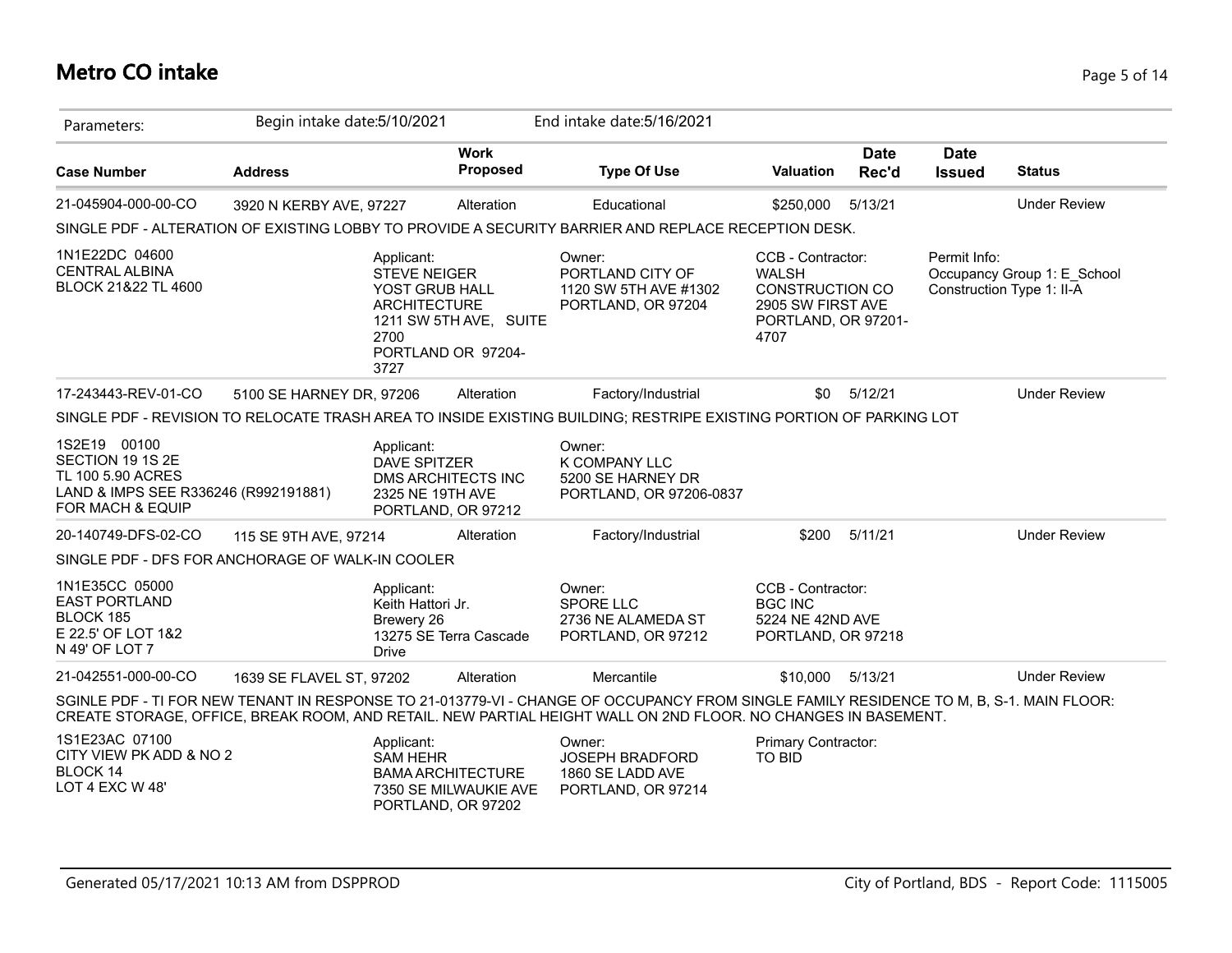# Metro CO intake

Parameters: Begin intake date:5/10/2021 End intake date:5/16/2021

| Case Number | Address | Work Proposed | Type Of Use | Valuation | Date Rec'd | Date Issued | Status |
|---|---|---|---|---|---|---|---|
| 21-045904-000-00-CO | 3920 N KERBY AVE, 97227 | Alteration | Educational | $250,000 | 5/13/21 | | Under Review |

SINGLE PDF - ALTERATION OF EXISTING LOBBY TO PROVIDE A SECURITY BARRIER AND REPLACE RECEPTION DESK.

1N1E22DC 04600
CENTRAL ALBINA
BLOCK 21&22 TL 4600

Applicant:
STEVE NEIGER
YOST GRUB HALL ARCHITECTURE
1211 SW 5TH AVE, SUITE 2700
PORTLAND OR 97204-3727

Owner:
PORTLAND CITY OF
1120 SW 5TH AVE #1302
PORTLAND, OR 97204

CCB - Contractor:
WALSH CONSTRUCTION CO
2905 SW FIRST AVE
PORTLAND, OR 97201-4707

Permit Info:
Occupancy Group 1: E_School
Construction Type 1: II-A

| Case Number | Address | Work Proposed | Type Of Use | Valuation | Date Rec'd | Date Issued | Status |
|---|---|---|---|---|---|---|---|
| 17-243443-REV-01-CO | 5100 SE HARNEY DR, 97206 | Alteration | Factory/Industrial | $0 | 5/12/21 | | Under Review |

SINGLE PDF - REVISION TO RELOCATE TRASH AREA TO INSIDE EXISTING BUILDING; RESTRIPE EXISTING PORTION OF PARKING LOT

1S2E19 00100
SECTION 19 1S 2E
TL 100 5.90 ACRES
LAND & IMPS SEE R336246 (R992191881) FOR MACH & EQUIP

Applicant:
DAVE SPITZER
DMS ARCHITECTS INC
2325 NE 19TH AVE
PORTLAND, OR 97212

Owner:
K COMPANY LLC
5200 SE HARNEY DR
PORTLAND, OR 97206-0837

| Case Number | Address | Work Proposed | Type Of Use | Valuation | Date Rec'd | Date Issued | Status |
|---|---|---|---|---|---|---|---|
| 20-140749-DFS-02-CO | 115 SE 9TH AVE, 97214 | Alteration | Factory/Industrial | $200 | 5/11/21 | | Under Review |

SINGLE PDF - DFS FOR ANCHORAGE OF WALK-IN COOLER

1N1E35CC 05000
EAST PORTLAND
BLOCK 185
E 22.5' OF LOT 1&2
N 49' OF LOT 7

Applicant:
Keith Hattori Jr.
Brewery 26
13275 SE Terra Cascade Drive

Owner:
SPORE LLC
2736 NE ALAMEDA ST
PORTLAND, OR 97212

CCB - Contractor:
BGC INC
5224 NE 42ND AVE
PORTLAND, OR 97218

| Case Number | Address | Work Proposed | Type Of Use | Valuation | Date Rec'd | Date Issued | Status |
|---|---|---|---|---|---|---|---|
| 21-042551-000-00-CO | 1639 SE FLAVEL ST, 97202 | Alteration | Mercantile | $10,000 | 5/13/21 | | Under Review |

SGINLE PDF - TI FOR NEW TENANT IN RESPONSE TO 21-013779-VI - CHANGE OF OCCUPANCY FROM SINGLE FAMILY RESIDENCE TO M, B, S-1. MAIN FLOOR: CREATE STORAGE, OFFICE, BREAK ROOM, AND RETAIL. NEW PARTIAL HEIGHT WALL ON 2ND FLOOR. NO CHANGES IN BASEMENT.

1S1E23AC 07100
CITY VIEW PK ADD & NO 2
BLOCK 14
LOT 4 EXC W 48'

Applicant:
SAM HEHR
BAMA ARCHITECTURE
7350 SE MILWAUKIE AVE
PORTLAND, OR 97202

Owner:
JOSEPH BRADFORD
1860 SE LADD AVE
PORTLAND, OR 97214

Primary Contractor:
TO BID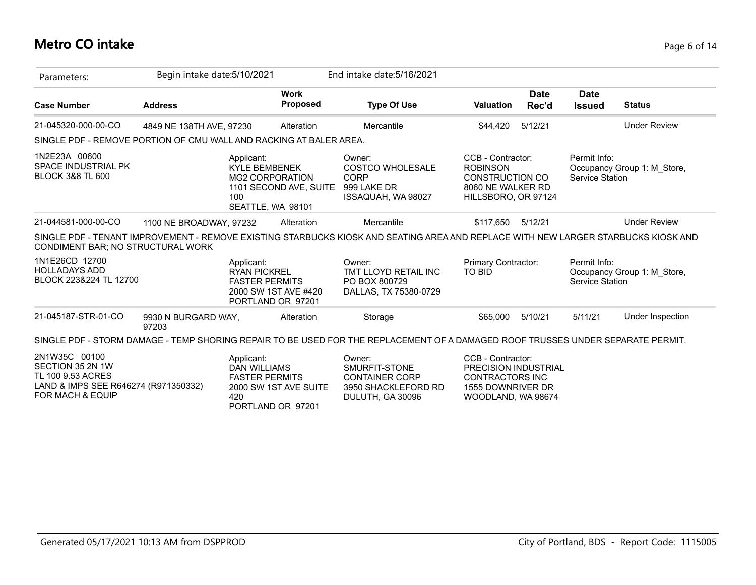# Metro CO intake

Parameters: Begin intake date:5/10/2021 End intake date:5/16/2021

| Case Number | Address | Work Proposed | Type Of Use | Valuation | Date Rec'd | Date Issued | Status |
|---|---|---|---|---|---|---|---|
| 21-045320-000-00-CO | 4849 NE 138TH AVE, 97230 | Alteration | Mercantile | $44,420 | 5/12/21 | | Under Review |

SINGLE PDF - REMOVE PORTION OF CMU WALL AND RACKING AT BALER AREA.

1N2E23A 00600
SPACE INDUSTRIAL PK
BLOCK 3&8 TL 600

Applicant:
KYLE BEMBENEK
MG2 CORPORATION
1101 SECOND AVE, SUITE 100
SEATTLE, WA 98101

Owner:
COSTCO WHOLESALE CORP
999 LAKE DR
ISSAQUAH, WA 98027

CCB - Contractor:
ROBINSON CONSTRUCTION CO
8060 NE WALKER RD
HILLSBORO, OR 97124

Permit Info:
Occupancy Group 1: M_Store, Service Station

| Case Number | Address | Work Proposed | Type Of Use | Valuation | Date Rec'd | Date Issued | Status |
|---|---|---|---|---|---|---|---|
| 21-044581-000-00-CO | 1100 NE BROADWAY, 97232 | Alteration | Mercantile | $117,650 | 5/12/21 | | Under Review |

SINGLE PDF - TENANT IMPROVEMENT - REMOVE EXISTING STARBUCKS KIOSK AND SEATING AREA AND REPLACE WITH NEW LARGER STARBUCKS KIOSK AND CONDIMENT BAR; NO STRUCTURAL WORK

1N1E26CD 12700
HOLLADAYS ADD
BLOCK 223&224 TL 12700

Applicant:
RYAN PICKREL
FASTER PERMITS
2000 SW 1ST AVE #420
PORTLAND OR 97201

Owner:
TMT LLOYD RETAIL INC
PO BOX 800729
DALLAS, TX 75380-0729

Primary Contractor:
TO BID

Permit Info:
Occupancy Group 1: M_Store, Service Station

| Case Number | Address | Work Proposed | Type Of Use | Valuation | Date Rec'd | Date Issued | Status |
|---|---|---|---|---|---|---|---|
| 21-045187-STR-01-CO | 9930 N BURGARD WAY, 97203 | Alteration | Storage | $65,000 | 5/10/21 | 5/11/21 | Under Inspection |

SINGLE PDF - STORM DAMAGE - TEMP SHORING REPAIR TO BE USED FOR THE REPLACEMENT OF A DAMAGED ROOF TRUSSES UNDER SEPARATE PERMIT.

2N1W35C 00100
SECTION 35 2N 1W
TL 100 9.53 ACRES
LAND & IMPS SEE R646274 (R971350332) FOR MACH & EQUIP

Applicant:
DAN WILLIAMS
FASTER PERMITS
2000 SW 1ST AVE SUITE 420
PORTLAND OR 97201

Owner:
SMURFIT-STONE CONTAINER CORP
3950 SHACKLEFORD RD
DULUTH, GA 30096

CCB - Contractor:
PRECISION INDUSTRIAL CONTRACTORS INC
1555 DOWNRIVER DR
WOODLAND, WA 98674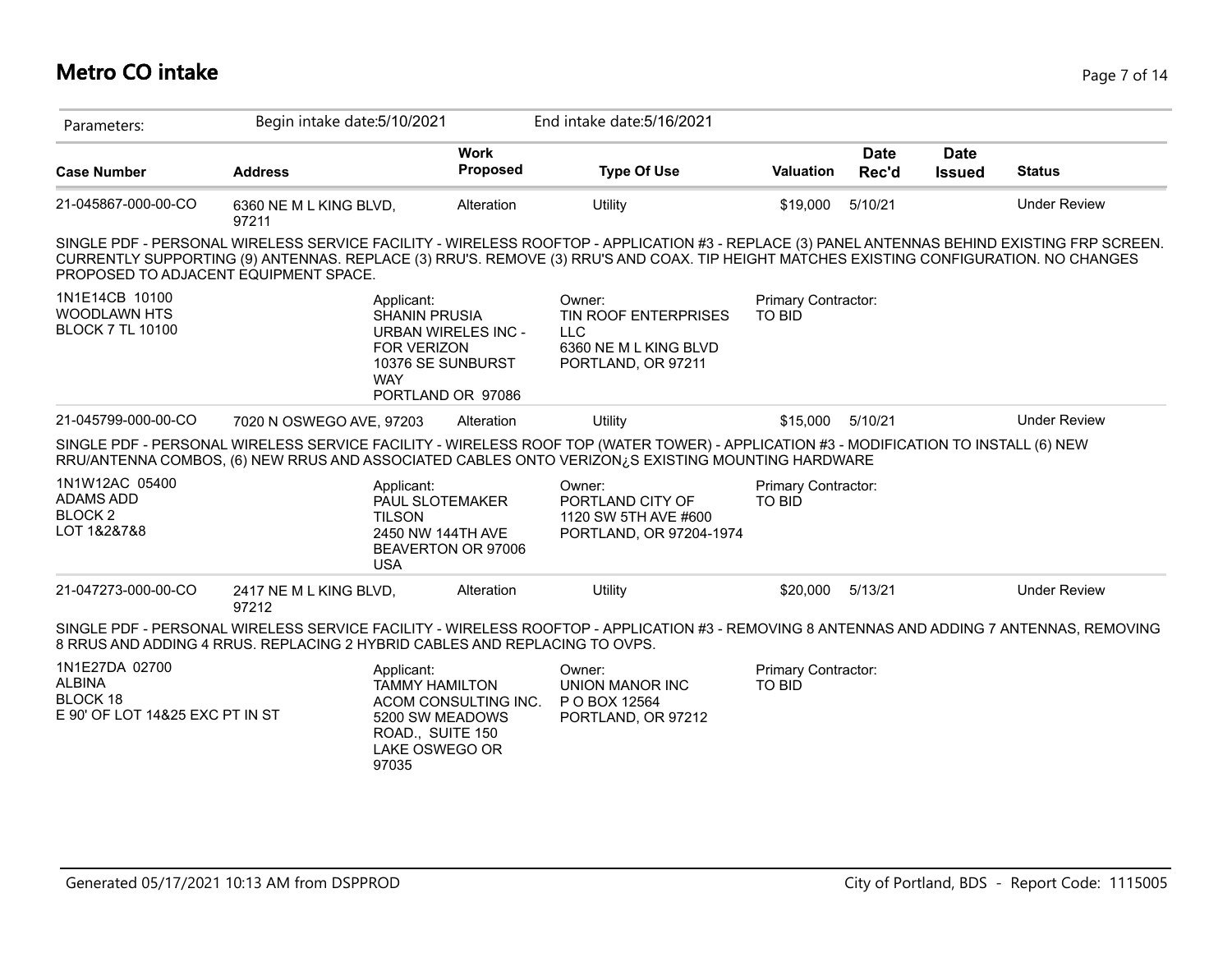# Metro CO intake

Parameters: Begin intake date:5/10/2021 End intake date:5/16/2021

| Case Number | Address | Work Proposed | Type Of Use | Valuation | Date Rec'd | Date Issued | Status |
|---|---|---|---|---|---|---|---|
| 21-045867-000-00-CO | 6360 NE M L KING BLVD, 97211 | Alteration | Utility | $19,000 | 5/10/21 | | Under Review |

SINGLE PDF - PERSONAL WIRELESS SERVICE FACILITY - WIRELESS ROOFTOP - APPLICATION #3 - REPLACE (3) PANEL ANTENNAS BEHIND EXISTING FRP SCREEN. CURRENTLY SUPPORTING (9) ANTENNAS. REPLACE (3) RRU'S. REMOVE (3) RRU'S AND COAX. TIP HEIGHT MATCHES EXISTING CONFIGURATION. NO CHANGES PROPOSED TO ADJACENT EQUIPMENT SPACE.

1N1E14CB 10100
WOODLAWN HTS
BLOCK 7 TL 10100

Applicant:
SHANIN PRUSIA
URBAN WIRELES INC - FOR VERIZON
10376 SE SUNBURST WAY
PORTLAND OR 97086

Owner:
TIN ROOF ENTERPRISES LLC
6360 NE M L KING BLVD
PORTLAND, OR 97211

Primary Contractor:
TO BID

| Case Number | Address | Work Proposed | Type Of Use | Valuation | Date Rec'd | Date Issued | Status |
|---|---|---|---|---|---|---|---|
| 21-045799-000-00-CO | 7020 N OSWEGO AVE, 97203 | Alteration | Utility | $15,000 | 5/10/21 | | Under Review |

SINGLE PDF - PERSONAL WIRELESS SERVICE FACILITY - WIRELESS ROOF TOP (WATER TOWER) - APPLICATION #3 - MODIFICATION TO INSTALL (6) NEW RRU/ANTENNA COMBOS, (6) NEW RRUS AND ASSOCIATED CABLES ONTO VERIZON¿S EXISTING MOUNTING HARDWARE

1N1W12AC 05400
ADAMS ADD
BLOCK 2
LOT 1&2&7&8

Applicant:
PAUL SLOTEMAKER
TILSON
2450 NW 144TH AVE
BEAVERTON OR 97006
USA

Owner:
PORTLAND CITY OF
1120 SW 5TH AVE #600
PORTLAND, OR 97204-1974

Primary Contractor:
TO BID

| Case Number | Address | Work Proposed | Type Of Use | Valuation | Date Rec'd | Date Issued | Status |
|---|---|---|---|---|---|---|---|
| 21-047273-000-00-CO | 2417 NE M L KING BLVD, 97212 | Alteration | Utility | $20,000 | 5/13/21 | | Under Review |

SINGLE PDF - PERSONAL WIRELESS SERVICE FACILITY - WIRELESS ROOFTOP - APPLICATION #3 - REMOVING 8 ANTENNAS AND ADDING 7 ANTENNAS, REMOVING 8 RRUS AND ADDING 4 RRUS. REPLACING 2 HYBRID CABLES AND REPLACING TO OVPS.

1N1E27DA 02700
ALBINA
BLOCK 18
E 90' OF LOT 14&25 EXC PT IN ST

Applicant:
TAMMY HAMILTON
ACOM CONSULTING INC.
5200 SW MEADOWS ROAD., SUITE 150
LAKE OSWEGO OR 97035

Owner:
UNION MANOR INC
P O BOX 12564
PORTLAND, OR 97212

Primary Contractor:
TO BID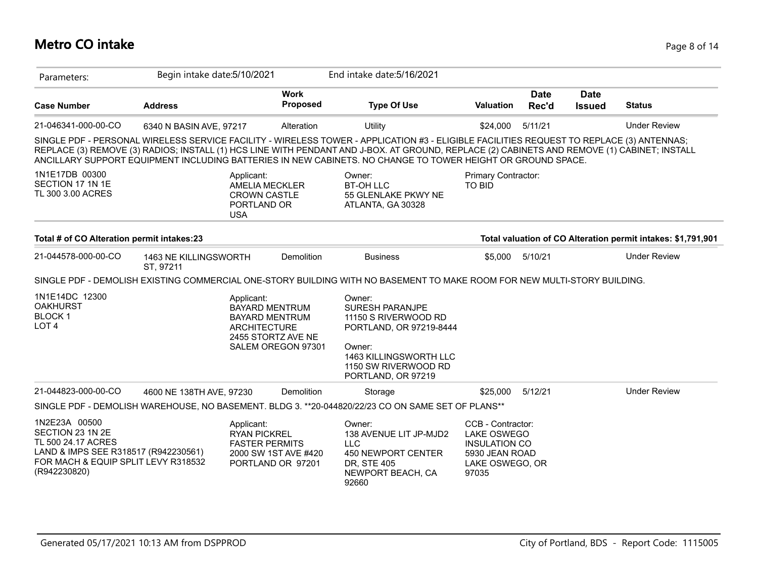# Metro CO intake

Parameters: Begin intake date:5/10/2021 End intake date:5/16/2021

| Case Number | Address | Work Proposed | Type Of Use | Valuation | Date Rec'd | Date Issued | Status |
|---|---|---|---|---|---|---|---|
| 21-046341-000-00-CO | 6340 N BASIN AVE, 97217 | Alteration | Utility | $24,000 | 5/11/21 | | Under Review |

SINGLE PDF - PERSONAL WIRELESS SERVICE FACILITY - WIRELESS TOWER - APPLICATION #3 - ELIGIBLE FACILITIES REQUEST TO REPLACE (3) ANTENNAS; REPLACE (3) REMOVE (3) RADIOS; INSTALL (1) HCS LINE WITH PENDANT AND J-BOX. AT GROUND, REPLACE (2) CABINETS AND REMOVE (1) CABINET; INSTALL ANCILLARY SUPPORT EQUIPMENT INCLUDING BATTERIES IN NEW CABINETS. NO CHANGE TO TOWER HEIGHT OR GROUND SPACE.

1N1E17DB 00300
SECTION 17 1N 1E
TL 300 3.00 ACRES

Applicant:
AMELIA MECKLER
CROWN CASTLE
PORTLAND OR
USA

Owner:
BT-OH LLC
55 GLENLAKE PKWY NE
ATLANTA, GA 30328

Primary Contractor:
TO BID

**Total # of CO Alteration permit intakes:23** | **Total valuation of CO Alteration permit intakes: $1,791,901**

| Case Number | Address | Work Proposed | Type Of Use | Valuation | Date Rec'd | Date Issued | Status |
|---|---|---|---|---|---|---|---|
| 21-044578-000-00-CO | 1463 NE KILLINGSWORTH ST, 97211 | Demolition | Business | $5,000 | 5/10/21 | | Under Review |

SINGLE PDF - DEMOLISH EXISTING COMMERCIAL ONE-STORY BUILDING WITH NO BASEMENT TO MAKE ROOM FOR NEW MULTI-STORY BUILDING.

1N1E14DC 12300
OAKHURST
BLOCK 1
LOT 4

Applicant:
BAYARD MENTRUM
BAYARD MENTRUM ARCHITECTURE
2455 STORTZ AVE NE
SALEM OREGON 97301

Owner:
SURESH PARANJPE
11150 S RIVERWOOD RD
PORTLAND, OR 97219-8444

Owner:
1463 KILLINGSWORTH LLC
1150 SW RIVERWOOD RD
PORTLAND, OR 97219

| Case Number | Address | Work Proposed | Type Of Use | Valuation | Date Rec'd | Date Issued | Status |
|---|---|---|---|---|---|---|---|
| 21-044823-000-00-CO | 4600 NE 138TH AVE, 97230 | Demolition | Storage | $25,000 | 5/12/21 | | Under Review |

SINGLE PDF - DEMOLISH WAREHOUSE, NO BASEMENT. BLDG 3. **20-044820/22/23 CO ON SAME SET OF PLANS**

1N2E23A 00500
SECTION 23 1N 2E
TL 500 24.17 ACRES
LAND & IMPS SEE R318517 (R942230561)
FOR MACH & EQUIP SPLIT LEVY R318532
(R942230820)

Applicant:
RYAN PICKREL
FASTER PERMITS
2000 SW 1ST AVE #420
PORTLAND OR 97201

Owner:
138 AVENUE LIT JP-MJD2 LLC
450 NEWPORT CENTER DR, STE 405
NEWPORT BEACH, CA 92660

CCB - Contractor:
LAKE OSWEGO INSULATION CO
5930 JEAN ROAD
LAKE OSWEGO, OR 97035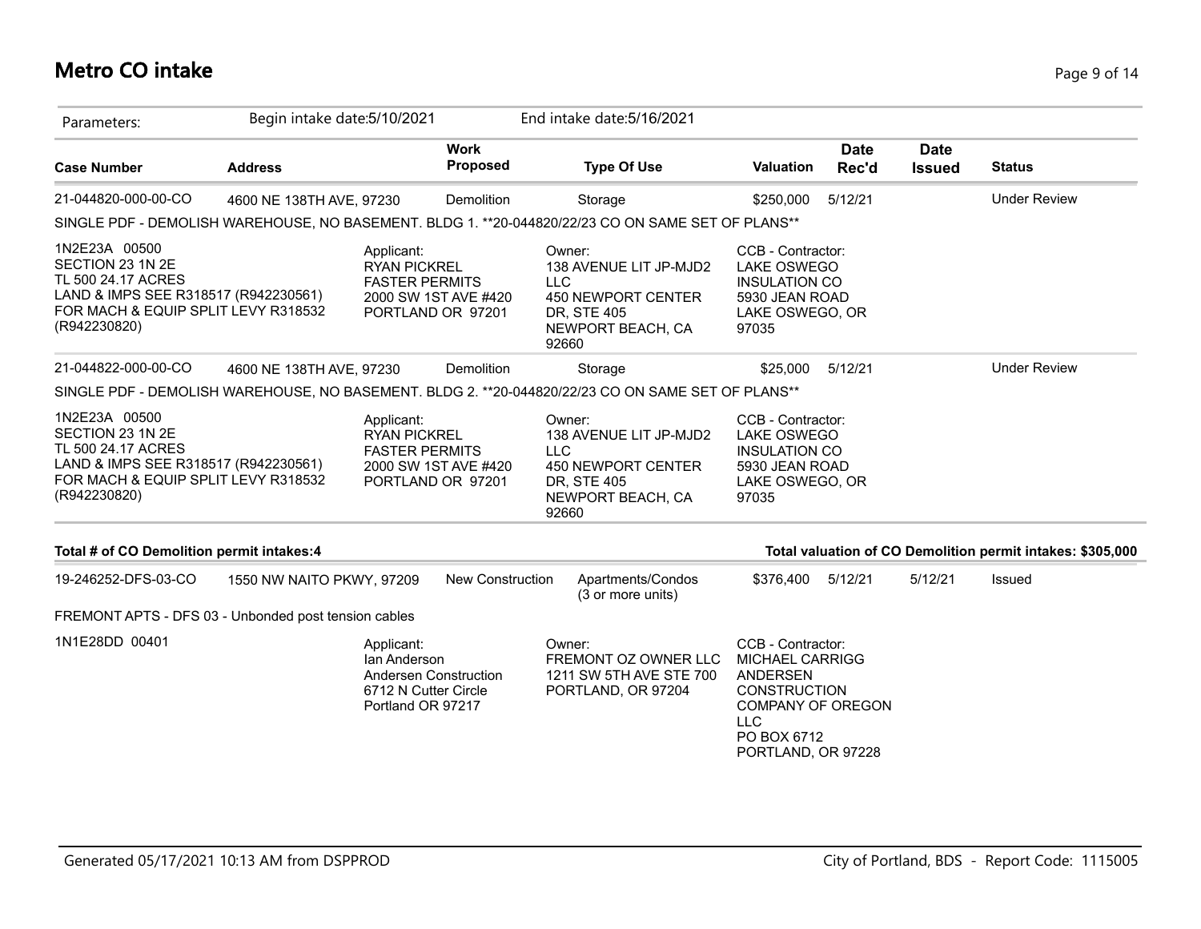# Metro CO intake

Parameters: Begin intake date:5/10/2021 End intake date:5/16/2021

| Case Number | Address | Work Proposed | Type Of Use | Valuation | Date Rec'd | Date Issued | Status |
|---|---|---|---|---|---|---|---|
| 21-044820-000-00-CO | 4600 NE 138TH AVE, 97230 | Demolition | Storage | $250,000 | 5/12/21 | | Under Review |

SINGLE PDF - DEMOLISH WAREHOUSE, NO BASEMENT. BLDG 1. **20-044820/22/23 CO ON SAME SET OF PLANS**

1N2E23A 00500
SECTION 23 1N 2E
TL 500 24.17 ACRES
LAND & IMPS SEE R318517 (R942230561)
FOR MACH & EQUIP SPLIT LEVY R318532
(R942230820)

Applicant:
RYAN PICKREL
FASTER PERMITS
2000 SW 1ST AVE #420
PORTLAND OR 97201

Owner:
138 AVENUE LIT JP-MJD2 LLC
450 NEWPORT CENTER DR, STE 405
NEWPORT BEACH, CA 92660

CCB - Contractor:
LAKE OSWEGO INSULATION CO
5930 JEAN ROAD
LAKE OSWEGO, OR 97035

| Case Number | Address | Work Proposed | Type Of Use | Valuation | Date Rec'd | Date Issued | Status |
|---|---|---|---|---|---|---|---|
| 21-044822-000-00-CO | 4600 NE 138TH AVE, 97230 | Demolition | Storage | $25,000 | 5/12/21 | | Under Review |

SINGLE PDF - DEMOLISH WAREHOUSE, NO BASEMENT. BLDG 2. **20-044820/22/23 CO ON SAME SET OF PLANS**

1N2E23A 00500
SECTION 23 1N 2E
TL 500 24.17 ACRES
LAND & IMPS SEE R318517 (R942230561)
FOR MACH & EQUIP SPLIT LEVY R318532
(R942230820)

Applicant:
RYAN PICKREL
FASTER PERMITS
2000 SW 1ST AVE #420
PORTLAND OR 97201

Owner:
138 AVENUE LIT JP-MJD2 LLC
450 NEWPORT CENTER DR, STE 405
NEWPORT BEACH, CA 92660

CCB - Contractor:
LAKE OSWEGO INSULATION CO
5930 JEAN ROAD
LAKE OSWEGO, OR 97035

**Total # of CO Demolition permit intakes:4** **Total valuation of CO Demolition permit intakes: $305,000**

| Case Number | Address | Work Proposed | Type Of Use | Valuation | Date Rec'd | Date Issued | Status |
|---|---|---|---|---|---|---|---|
| 19-246252-DFS-03-CO | 1550 NW NAITO PKWY, 97209 | New Construction | Apartments/Condos (3 or more units) | $376,400 | 5/12/21 | 5/12/21 | Issued |

FREMONT APTS - DFS 03 - Unbonded post tension cables

1N1E28DD 00401

Applicant:
Ian Anderson
Andersen Construction
6712 N Cutter Circle
Portland OR 97217

Owner:
FREMONT OZ OWNER LLC
1211 SW 5TH AVE STE 700
PORTLAND, OR 97204

CCB - Contractor:
MICHAEL CARRIGG
ANDERSEN CONSTRUCTION COMPANY OF OREGON LLC
PO BOX 6712
PORTLAND, OR 97228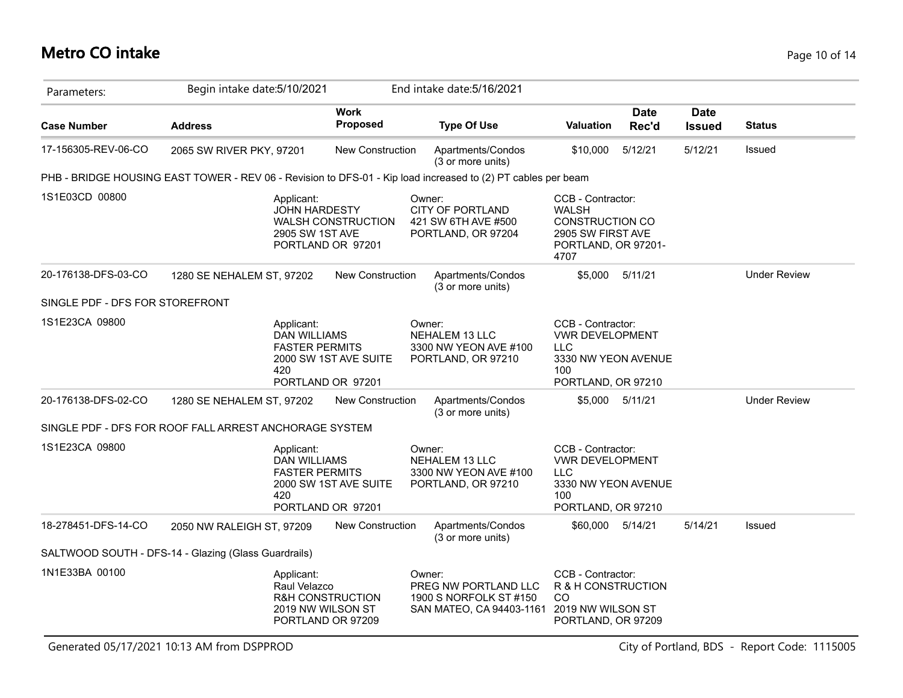# Metro CO intake

Parameters: Begin intake date:5/10/2021 End intake date:5/16/2021

| Case Number | Address | Work Proposed | Type Of Use | Valuation | Date Rec'd | Date Issued | Status |
|---|---|---|---|---|---|---|---|
| 17-156305-REV-06-CO | 2065 SW RIVER PKY, 97201 | New Construction | Apartments/Condos (3 or more units) | $10,000 | 5/12/21 | 5/12/21 | Issued |

PHB - BRIDGE HOUSING EAST TOWER - REV 06 - Revision to DFS-01 - Kip load increased to (2) PT cables per beam

1S1E03CD 00800

- Applicant: JOHN HARDESTY, WALSH CONSTRUCTION, 2905 SW 1ST AVE, PORTLAND OR 97201
- Owner: CITY OF PORTLAND, 421 SW 6TH AVE #500, PORTLAND, OR 97204
- CCB - Contractor: WALSH CONSTRUCTION CO, 2905 SW FIRST AVE, PORTLAND, OR 97201-4707

| Case Number | Address | Work Proposed | Type Of Use | Valuation | Date Rec'd | Date Issued | Status |
|---|---|---|---|---|---|---|---|
| 20-176138-DFS-03-CO | 1280 SE NEHALEM ST, 97202 | New Construction | Apartments/Condos (3 or more units) | $5,000 | 5/11/21 | | Under Review |

SINGLE PDF - DFS FOR STOREFRONT

1S1E23CA 09800

- Applicant: DAN WILLIAMS, FASTER PERMITS, 2000 SW 1ST AVE SUITE 420, PORTLAND OR 97201
- Owner: NEHALEM 13 LLC, 3300 NW YEON AVE #100, PORTLAND, OR 97210
- CCB - Contractor: VWR DEVELOPMENT LLC, 3330 NW YEON AVENUE 100, PORTLAND, OR 97210

| Case Number | Address | Work Proposed | Type Of Use | Valuation | Date Rec'd | Date Issued | Status |
|---|---|---|---|---|---|---|---|
| 20-176138-DFS-02-CO | 1280 SE NEHALEM ST, 97202 | New Construction | Apartments/Condos (3 or more units) | $5,000 | 5/11/21 | | Under Review |

SINGLE PDF - DFS FOR ROOF FALL ARREST ANCHORAGE SYSTEM

1S1E23CA 09800

- Applicant: DAN WILLIAMS, FASTER PERMITS, 2000 SW 1ST AVE SUITE 420, PORTLAND OR 97201
- Owner: NEHALEM 13 LLC, 3300 NW YEON AVE #100, PORTLAND, OR 97210
- CCB - Contractor: VWR DEVELOPMENT LLC, 3330 NW YEON AVENUE 100, PORTLAND, OR 97210

| Case Number | Address | Work Proposed | Type Of Use | Valuation | Date Rec'd | Date Issued | Status |
|---|---|---|---|---|---|---|---|
| 18-278451-DFS-14-CO | 2050 NW RALEIGH ST, 97209 | New Construction | Apartments/Condos (3 or more units) | $60,000 | 5/14/21 | 5/14/21 | Issued |

SALTWOOD SOUTH - DFS-14 - Glazing (Glass Guardrails)

1N1E33BA 00100

- Applicant: Raul Velazco, R&H CONSTRUCTION, 2019 NW WILSON ST, PORTLAND OR 97209
- Owner: PREG NW PORTLAND LLC, 1900 S NORFOLK ST #150, SAN MATEO, CA 94403-1161
- CCB - Contractor: R & H CONSTRUCTION CO, 2019 NW WILSON ST, PORTLAND, OR 97209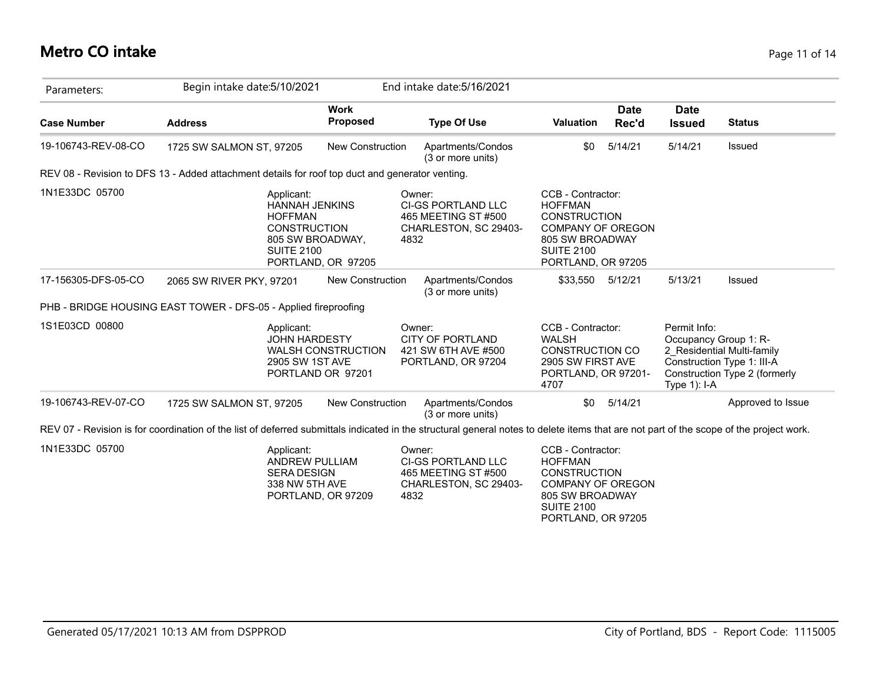# Metro CO intake

| Parameters: | Begin intake date:5/10/2021 | | End intake date:5/16/2021 | | | | |
|---|---|---|---|---|---|---|---|
| **Case Number** | **Address** | **Work Proposed** | **Type Of Use** | **Valuation** | **Date Rec'd** | **Date Issued** | **Status** |
| 19-106743-REV-08-CO | 1725 SW SALMON ST, 97205 | New Construction | Apartments/Condos (3 or more units) | $0 | 5/14/21 | 5/14/21 | Issued |

REV 08 - Revision to DFS 13 - Added attachment details for roof top duct and generator venting.

1N1E33DC 05700

Applicant:
HANNAH JENKINS
HOFFMAN CONSTRUCTION
805 SW BROADWAY, SUITE 2100
PORTLAND, OR 97205

Owner:
CI-GS PORTLAND LLC
465 MEETING ST #500
CHARLESTON, SC 29403-4832

CCB - Contractor:
HOFFMAN CONSTRUCTION COMPANY OF OREGON
805 SW BROADWAY
SUITE 2100
PORTLAND, OR 97205

| Case Number | Address | Work Proposed | Type Of Use | Valuation | Date Rec'd | Date Issued | Status |
|---|---|---|---|---|---|---|---|
| 17-156305-DFS-05-CO | 2065 SW RIVER PKY, 97201 | New Construction | Apartments/Condos (3 or more units) | $33,550 | 5/12/21 | 5/13/21 | Issued |

PHB - BRIDGE HOUSING EAST TOWER - DFS-05 - Applied fireproofing

1S1E03CD 00800

Applicant:
JOHN HARDESTY
WALSH CONSTRUCTION
2905 SW 1ST AVE
PORTLAND OR 97201

Owner:
CITY OF PORTLAND
421 SW 6TH AVE #500
PORTLAND, OR 97204

CCB - Contractor:
WALSH CONSTRUCTION CO
2905 SW FIRST AVE
PORTLAND, OR 97201-4707

Permit Info:
Occupancy Group 1: R-2_Residential Multi-family
Construction Type 1: III-A
Construction Type 2 (formerly Type 1): I-A

| Case Number | Address | Work Proposed | Type Of Use | Valuation | Date Rec'd | Date Issued | Status |
|---|---|---|---|---|---|---|---|
| 19-106743-REV-07-CO | 1725 SW SALMON ST, 97205 | New Construction | Apartments/Condos (3 or more units) | $0 | 5/14/21 | | Approved to Issue |

REV 07 - Revision is for coordination of the list of deferred submittals indicated in the structural general notes to delete items that are not part of the scope of the project work.

1N1E33DC 05700

Applicant:
ANDREW PULLIAM
SERA DESIGN
338 NW 5TH AVE
PORTLAND, OR 97209

Owner:
CI-GS PORTLAND LLC
465 MEETING ST #500
CHARLESTON, SC 29403-4832

CCB - Contractor:
HOFFMAN CONSTRUCTION COMPANY OF OREGON
805 SW BROADWAY
SUITE 2100
PORTLAND, OR 97205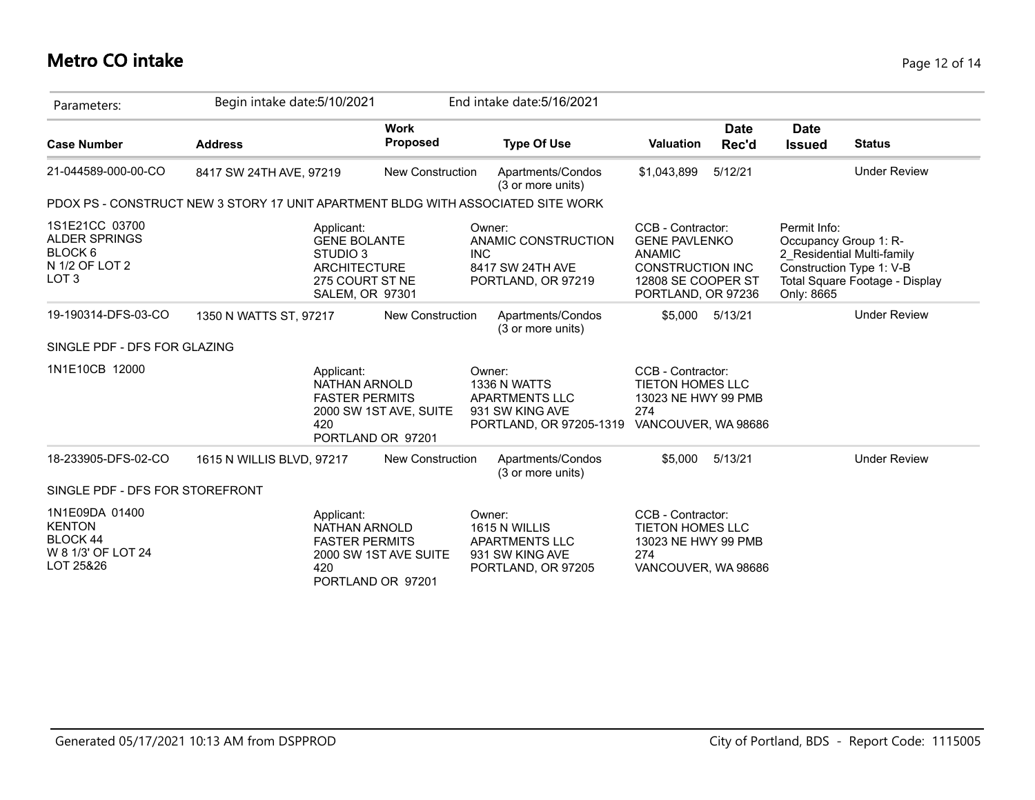# Metro CO intake

Parameters: Begin intake date:5/10/2021 End intake date:5/16/2021

| Case Number | Address | Work Proposed | Type Of Use | Valuation | Date Rec'd | Date Issued | Status |
|---|---|---|---|---|---|---|---|
| 21-044589-000-00-CO | 8417 SW 24TH AVE, 97219 | New Construction | Apartments/Condos (3 or more units) | $1,043,899 | 5/12/21 | | Under Review |

PDOX PS - CONSTRUCT NEW 3 STORY 17 UNIT APARTMENT BLDG WITH ASSOCIATED SITE WORK

1S1E21CC 03700
ALDER SPRINGS
BLOCK 6
N 1/2 OF LOT 2
LOT 3

Applicant:
GENE BOLANTE
STUDIO 3
ARCHITECTURE
275 COURT ST NE
SALEM, OR 97301

Owner:
ANAMIC CONSTRUCTION INC
8417 SW 24TH AVE
PORTLAND, OR 97219

CCB - Contractor:
GENE PAVLENKO
ANAMIC
CONSTRUCTION INC
12808 SE COOPER ST
PORTLAND, OR 97236

Permit Info:
Occupancy Group 1: R-2_Residential Multi-family
Construction Type 1: V-B
Total Square Footage - Display Only: 8665

| Case Number | Address | Work Proposed | Type Of Use | Valuation | Date Rec'd | Date Issued | Status |
|---|---|---|---|---|---|---|---|
| 19-190314-DFS-03-CO | 1350 N WATTS ST, 97217 | New Construction | Apartments/Condos (3 or more units) | $5,000 | 5/13/21 | | Under Review |

SINGLE PDF - DFS FOR GLAZING

1N1E10CB 12000

Applicant:
NATHAN ARNOLD
FASTER PERMITS
2000 SW 1ST AVE, SUITE 420
PORTLAND OR 97201

Owner:
1336 N WATTS
APARTMENTS LLC
931 SW KING AVE
PORTLAND, OR 97205-1319

CCB - Contractor:
TIETON HOMES LLC
13023 NE HWY 99 PMB 274
VANCOUVER, WA 98686

| Case Number | Address | Work Proposed | Type Of Use | Valuation | Date Rec'd | Date Issued | Status |
|---|---|---|---|---|---|---|---|
| 18-233905-DFS-02-CO | 1615 N WILLIS BLVD, 97217 | New Construction | Apartments/Condos (3 or more units) | $5,000 | 5/13/21 | | Under Review |

SINGLE PDF - DFS FOR STOREFRONT

1N1E09DA 01400
KENTON
BLOCK 44
W 8 1/3' OF LOT 24
LOT 25&26

Applicant:
NATHAN ARNOLD
FASTER PERMITS
2000 SW 1ST AVE SUITE 420
PORTLAND OR 97201

Owner:
1615 N WILLIS
APARTMENTS LLC
931 SW KING AVE
PORTLAND, OR 97205

CCB - Contractor:
TIETON HOMES LLC
13023 NE HWY 99 PMB 274
VANCOUVER, WA 98686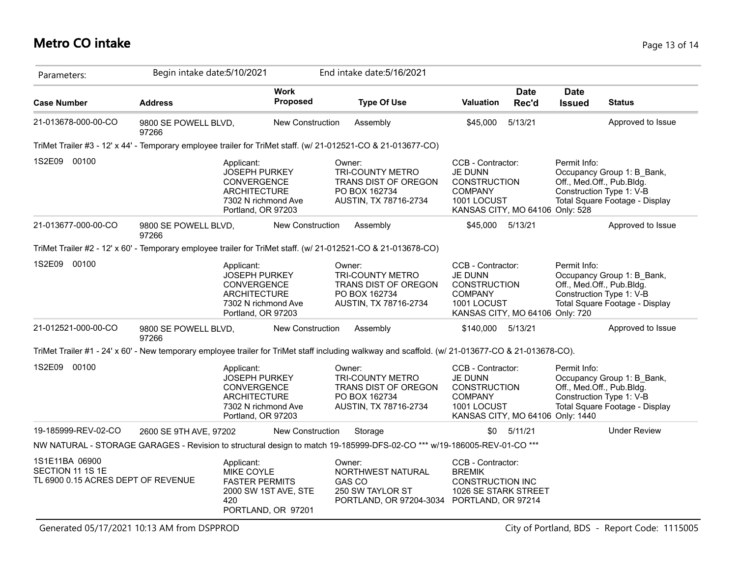# Metro CO intake

Parameters: Begin intake date:5/10/2021 End intake date:5/16/2021

| Case Number | Address | Work Proposed | Type Of Use | Valuation | Date Rec'd | Date Issued | Status |
|---|---|---|---|---|---|---|---|
| 21-013678-000-00-CO | 9800 SE POWELL BLVD, 97266 | New Construction | Assembly | $45,000 | 5/13/21 | | Approved to Issue |

TriMet Trailer #3 - 12' x 44' - Temporary employee trailer for TriMet staff. (w/ 21-012521-CO & 21-013677-CO)

1S2E09 00100

Applicant: JOSEPH PURKEY CONVERGENCE ARCHITECTURE 7302 N richmond Ave Portland, OR 97203

Owner: TRI-COUNTY METRO TRANS DIST OF OREGON PO BOX 162734 AUSTIN, TX 78716-2734

CCB - Contractor: JE DUNN CONSTRUCTION COMPANY 1001 LOCUST KANSAS CITY, MO 64106

Permit Info: Occupancy Group 1: B_Bank, Off., Med.Off., Pub.Bldg. Construction Type 1: V-B Total Square Footage - Display Only: 528

| Case Number | Address | Work Proposed | Type Of Use | Valuation | Date Rec'd | Date Issued | Status |
|---|---|---|---|---|---|---|---|
| 21-013677-000-00-CO | 9800 SE POWELL BLVD, 97266 | New Construction | Assembly | $45,000 | 5/13/21 | | Approved to Issue |

TriMet Trailer #2 - 12' x 60' - Temporary employee trailer for TriMet staff. (w/ 21-012521-CO & 21-013678-CO)

1S2E09 00100

Applicant: JOSEPH PURKEY CONVERGENCE ARCHITECTURE 7302 N richmond Ave Portland, OR 97203

Owner: TRI-COUNTY METRO TRANS DIST OF OREGON PO BOX 162734 AUSTIN, TX 78716-2734

CCB - Contractor: JE DUNN CONSTRUCTION COMPANY 1001 LOCUST KANSAS CITY, MO 64106

Permit Info: Occupancy Group 1: B_Bank, Off., Med.Off., Pub.Bldg. Construction Type 1: V-B Total Square Footage - Display Only: 720

| Case Number | Address | Work Proposed | Type Of Use | Valuation | Date Rec'd | Date Issued | Status |
|---|---|---|---|---|---|---|---|
| 21-012521-000-00-CO | 9800 SE POWELL BLVD, 97266 | New Construction | Assembly | $140,000 | 5/13/21 | | Approved to Issue |

TriMet Trailer #1 - 24' x 60' - New temporary employee trailer for TriMet staff including walkway and scaffold. (w/ 21-013677-CO & 21-013678-CO).

1S2E09 00100

Applicant: JOSEPH PURKEY CONVERGENCE ARCHITECTURE 7302 N richmond Ave Portland, OR 97203

Owner: TRI-COUNTY METRO TRANS DIST OF OREGON PO BOX 162734 AUSTIN, TX 78716-2734

CCB - Contractor: JE DUNN CONSTRUCTION COMPANY 1001 LOCUST KANSAS CITY, MO 64106

Permit Info: Occupancy Group 1: B_Bank, Off., Med.Off., Pub.Bldg. Construction Type 1: V-B Total Square Footage - Display Only: 1440

| Case Number | Address | Work Proposed | Type Of Use | Valuation | Date Rec'd | Date Issued | Status |
|---|---|---|---|---|---|---|---|
| 19-185999-REV-02-CO | 2600 SE 9TH AVE, 97202 | New Construction | Storage | $0 | 5/11/21 | | Under Review |

NW NATURAL - STORAGE GARAGES - Revision to structural design to match 19-185999-DFS-02-CO *** w/19-186005-REV-01-CO ***

1S1E11BA 06900 SECTION 11 1S 1E TL 6900 0.15 ACRES DEPT OF REVENUE

Applicant: MIKE COYLE FASTER PERMITS 2000 SW 1ST AVE, STE 420 PORTLAND, OR 97201

Owner: NORTHWEST NATURAL GAS CO 250 SW TAYLOR ST PORTLAND, OR 97204-3034

CCB - Contractor: BREMIK CONSTRUCTION INC 1026 SE STARK STREET PORTLAND, OR 97214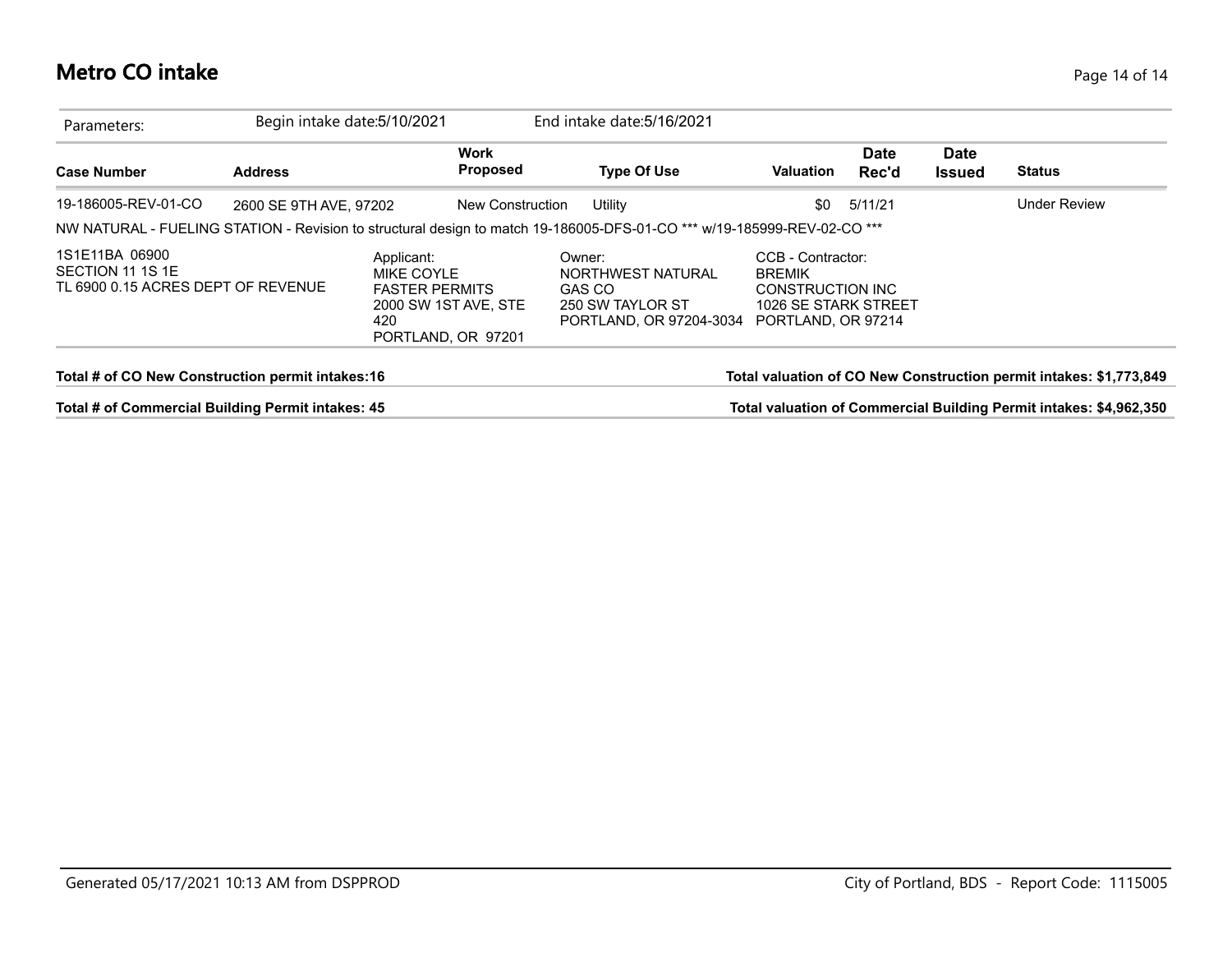# Metro CO intake

| Parameters: | Begin intake date:5/10/2021 | | End intake date:5/16/2021 | | | | |
|---|---|---|---|---|---|---|---|
| **Case Number** | **Address** | **Work Proposed** | **Type Of Use** | **Valuation** | **Date Rec'd** | **Date Issued** | **Status** |
| 19-186005-REV-01-CO | 2600 SE 9TH AVE, 97202 | New Construction | Utility | $0 | 5/11/21 | | Under Review |

NW NATURAL - FUELING STATION - Revision to structural design to match 19-186005-DFS-01-CO *** w/19-185999-REV-02-CO ***

| | | | |
|---|---|---|---|
| 1S1E11BA 06900<br>SECTION 11 1S 1E<br>TL 6900 0.15 ACRES DEPT OF REVENUE | Applicant:<br>MIKE COYLE<br>FASTER PERMITS<br>2000 SW 1ST AVE, STE 420<br>PORTLAND, OR 97201 | Owner:<br>NORTHWEST NATURAL GAS CO<br>250 SW TAYLOR ST<br>PORTLAND, OR 97204-3034 | CCB - Contractor:<br>BREMIK CONSTRUCTION INC<br>1026 SE STARK STREET<br>PORTLAND, OR 97214 |

**Total # of CO New Construction permit intakes:16**

**Total valuation of CO New Construction permit intakes: $1,773,849**

**Total # of Commercial Building Permit intakes: 45**

**Total valuation of Commercial Building Permit intakes: $4,962,350**

Generated 05/17/2021 10:13 AM from DSPPROD

City of Portland, BDS - Report Code: 1115005